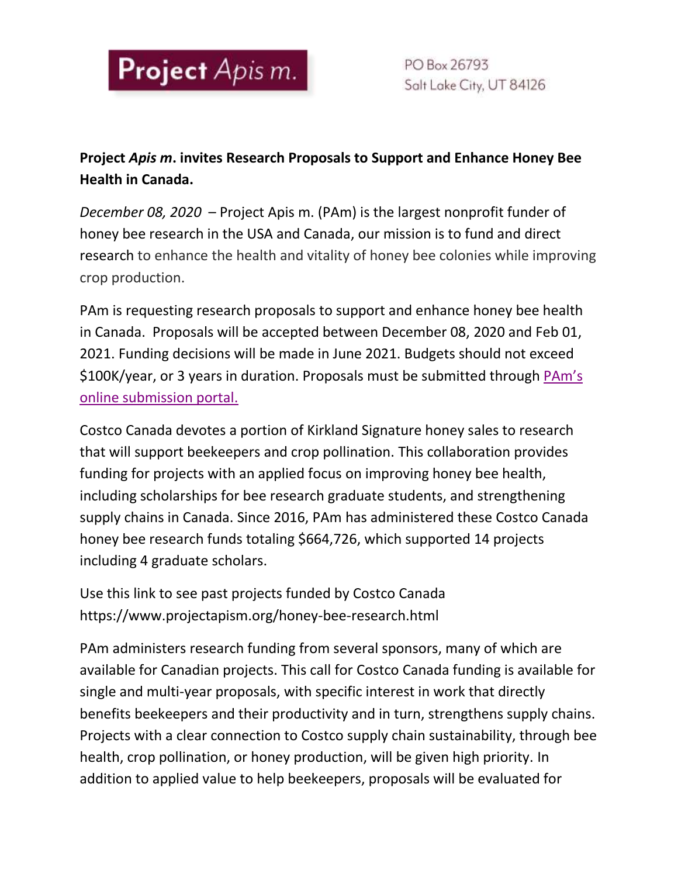Project *Apis m.*

PO Box 26793
Salt Lake City, UT 84126

**Project *Apis m*. invites Research Proposals to Support and Enhance Honey Bee Health in Canada.**

*December 08, 2020* – Project Apis m. (PAm) is the largest nonprofit funder of honey bee research in the USA and Canada, our mission is to fund and direct research to enhance the health and vitality of honey bee colonies while improving crop production.

PAm is requesting research proposals to support and enhance honey bee health in Canada. Proposals will be accepted between December 08, 2020 and Feb 01, 2021. Funding decisions will be made in June 2021. Budgets should not exceed $100K/year, or 3 years in duration. Proposals must be submitted through [PAm's online submission portal.]()

Costco Canada devotes a portion of Kirkland Signature honey sales to research that will support beekeepers and crop pollination. This collaboration provides funding for projects with an applied focus on improving honey bee health, including scholarships for bee research graduate students, and strengthening supply chains in Canada. Since 2016, PAm has administered these Costco Canada honey bee research funds totaling $664,726, which supported 14 projects including 4 graduate scholars.

Use this link to see past projects funded by Costco Canada
https://www.projectapism.org/honey-bee-research.html

PAm administers research funding from several sponsors, many of which are available for Canadian projects. This call for Costco Canada funding is available for single and multi-year proposals, with specific interest in work that directly benefits beekeepers and their productivity and in turn, strengthens supply chains. Projects with a clear connection to Costco supply chain sustainability, through bee health, crop pollination, or honey production, will be given high priority. In addition to applied value to help beekeepers, proposals will be evaluated for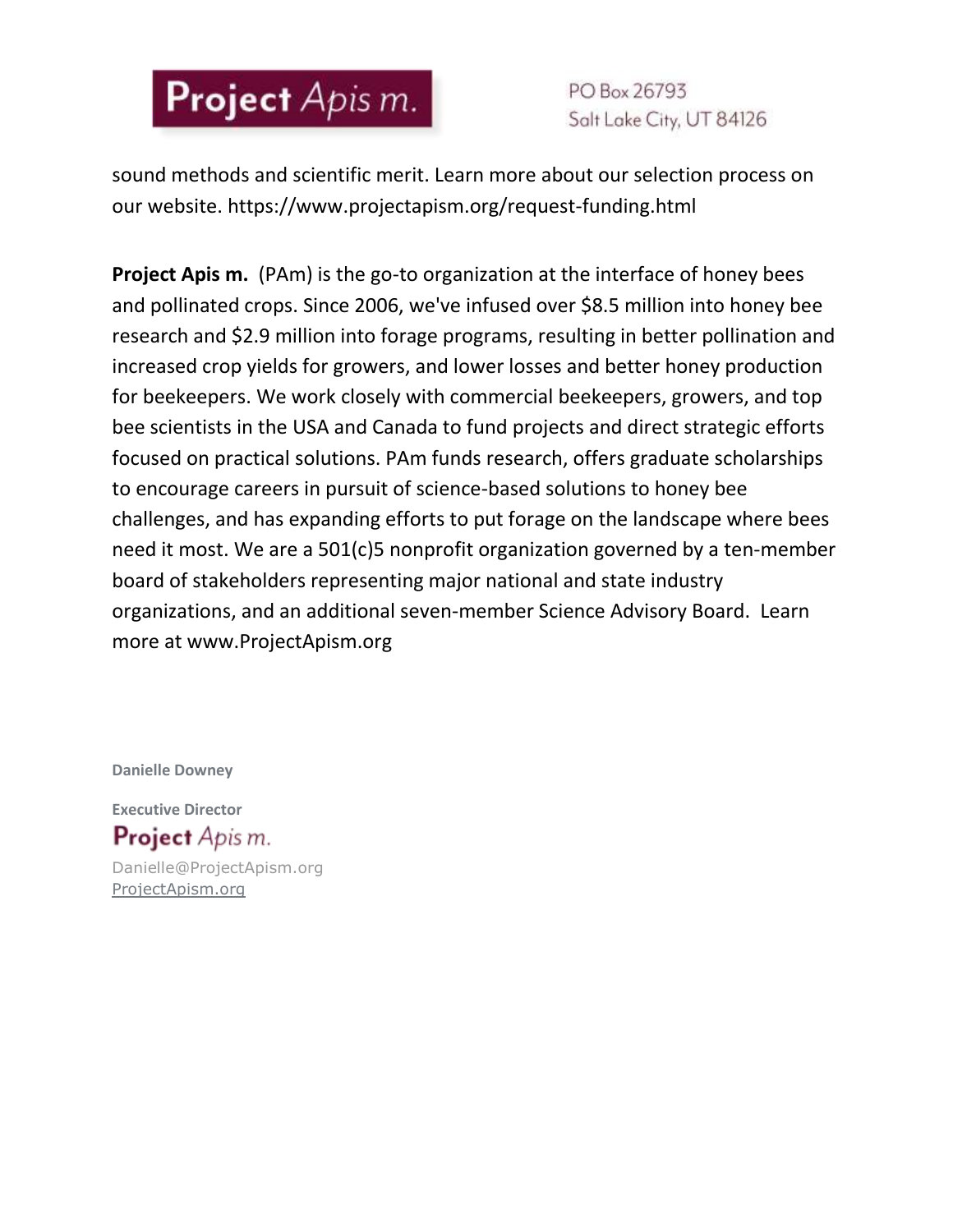sound methods and scientific merit. Learn more about our selection process on our website. https://www.projectapism.org/request-funding.html

**Project Apis m.** (PAm) is the go-to organization at the interface of honey bees and pollinated crops. Since 2006, we've infused over $8.5 million into honey bee research and $2.9 million into forage programs, resulting in better pollination and increased crop yields for growers, and lower losses and better honey production for beekeepers. We work closely with commercial beekeepers, growers, and top bee scientists in the USA and Canada to fund projects and direct strategic efforts focused on practical solutions. PAm funds research, offers graduate scholarships to encourage careers in pursuit of science-based solutions to honey bee challenges, and has expanding efforts to put forage on the landscape where bees need it most. We are a 501(c)5 nonprofit organization governed by a ten-member board of stakeholders representing major national and state industry organizations, and an additional seven-member Science Advisory Board. Learn more at www.ProjectApism.org

**Danielle Downey**

**Executive Director**
Project Apis m.
Danielle@ProjectApism.org
ProjectApism.org